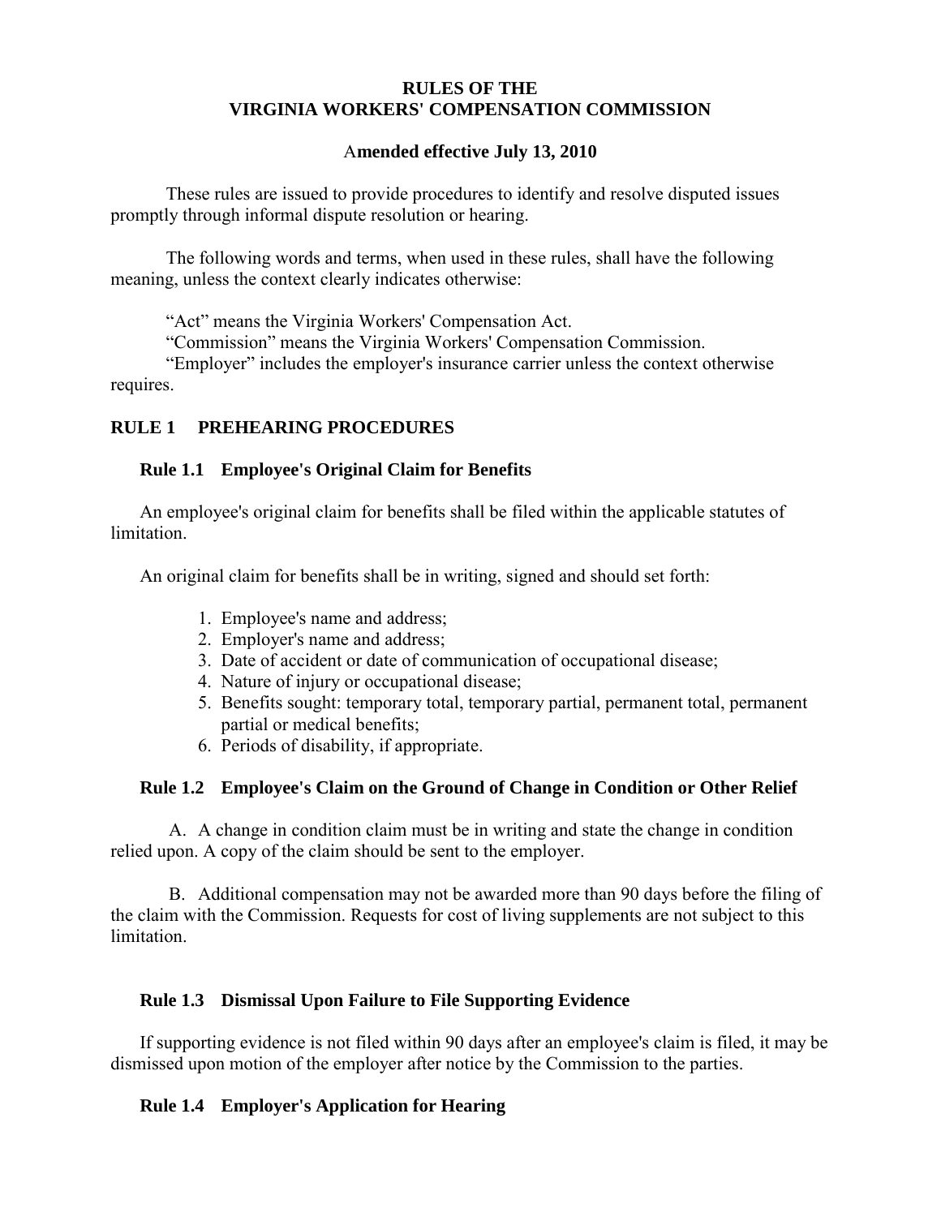# RULES OF THE VIRGINIA WORKERS' COMPENSATION COMMISSION

**Amended effective July 13, 2010**

These rules are issued to provide procedures to identify and resolve disputed issues promptly through informal dispute resolution or hearing.

The following words and terms, when used in these rules, shall have the following meaning, unless the context clearly indicates otherwise:

"Act" means the Virginia Workers' Compensation Act.
"Commission" means the Virginia Workers' Compensation Commission.
"Employer" includes the employer's insurance carrier unless the context otherwise requires.

## RULE 1 PREHEARING PROCEDURES

### Rule 1.1 Employee's Original Claim for Benefits

An employee's original claim for benefits shall be filed within the applicable statutes of limitation.

An original claim for benefits shall be in writing, signed and should set forth:

1. Employee's name and address;
2. Employer's name and address;
3. Date of accident or date of communication of occupational disease;
4. Nature of injury or occupational disease;
5. Benefits sought: temporary total, temporary partial, permanent total, permanent partial or medical benefits;
6. Periods of disability, if appropriate.

### Rule 1.2 Employee's Claim on the Ground of Change in Condition or Other Relief

A. A change in condition claim must be in writing and state the change in condition relied upon. A copy of the claim should be sent to the employer.

B. Additional compensation may not be awarded more than 90 days before the filing of the claim with the Commission. Requests for cost of living supplements are not subject to this limitation.

### Rule 1.3 Dismissal Upon Failure to File Supporting Evidence

If supporting evidence is not filed within 90 days after an employee's claim is filed, it may be dismissed upon motion of the employer after notice by the Commission to the parties.

### Rule 1.4 Employer's Application for Hearing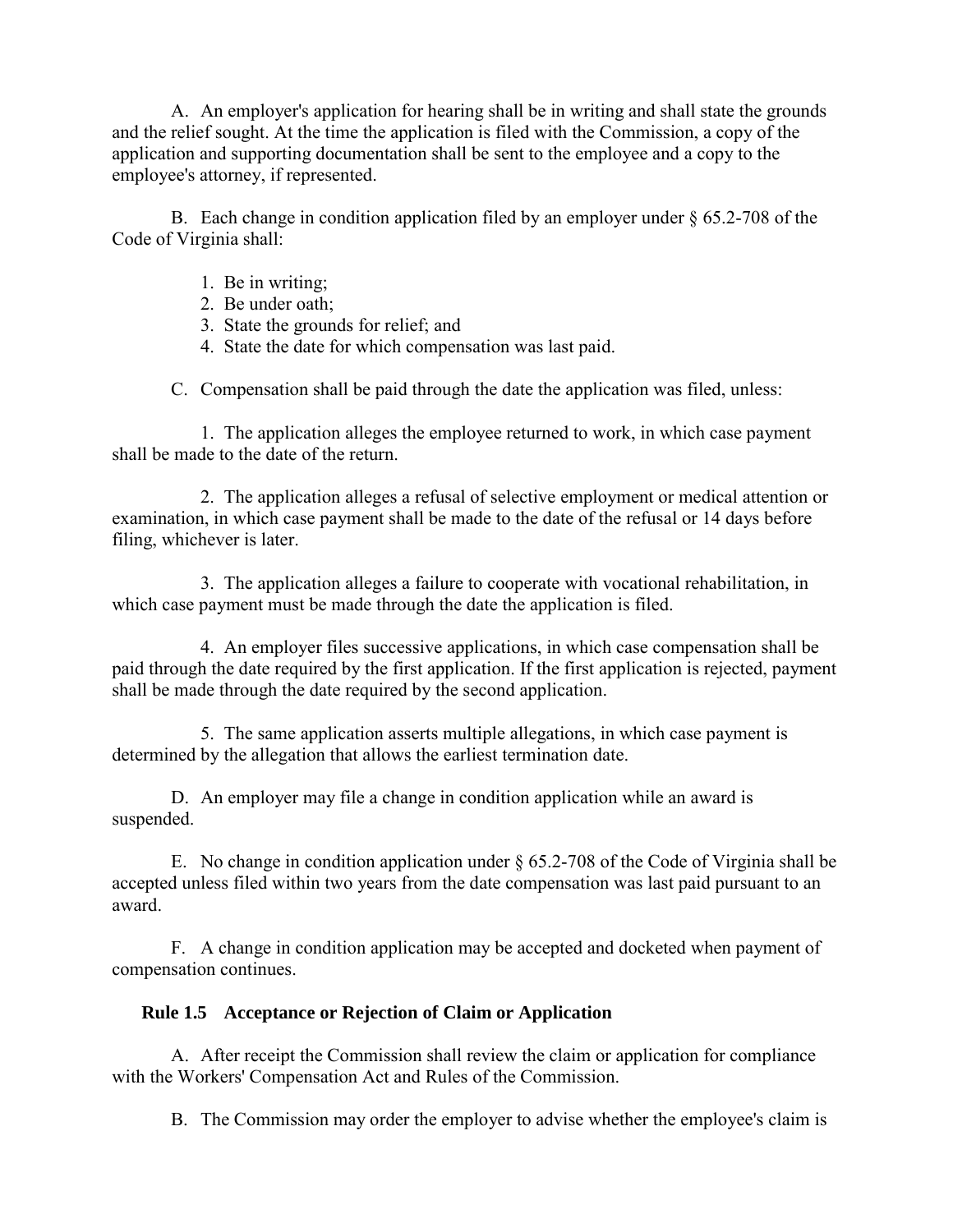A. An employer's application for hearing shall be in writing and shall state the grounds and the relief sought. At the time the application is filed with the Commission, a copy of the application and supporting documentation shall be sent to the employee and a copy to the employee's attorney, if represented.

B. Each change in condition application filed by an employer under § 65.2-708 of the Code of Virginia shall:

1. Be in writing;
2. Be under oath;
3. State the grounds for relief; and
4. State the date for which compensation was last paid.

C. Compensation shall be paid through the date the application was filed, unless:

1. The application alleges the employee returned to work, in which case payment shall be made to the date of the return.

2. The application alleges a refusal of selective employment or medical attention or examination, in which case payment shall be made to the date of the refusal or 14 days before filing, whichever is later.

3. The application alleges a failure to cooperate with vocational rehabilitation, in which case payment must be made through the date the application is filed.

4. An employer files successive applications, in which case compensation shall be paid through the date required by the first application. If the first application is rejected, payment shall be made through the date required by the second application.

5. The same application asserts multiple allegations, in which case payment is determined by the allegation that allows the earliest termination date.

D. An employer may file a change in condition application while an award is suspended.

E. No change in condition application under § 65.2-708 of the Code of Virginia shall be accepted unless filed within two years from the date compensation was last paid pursuant to an award.

F. A change in condition application may be accepted and docketed when payment of compensation continues.

### Rule 1.5 Acceptance or Rejection of Claim or Application

A. After receipt the Commission shall review the claim or application for compliance with the Workers' Compensation Act and Rules of the Commission.

B. The Commission may order the employer to advise whether the employee's claim is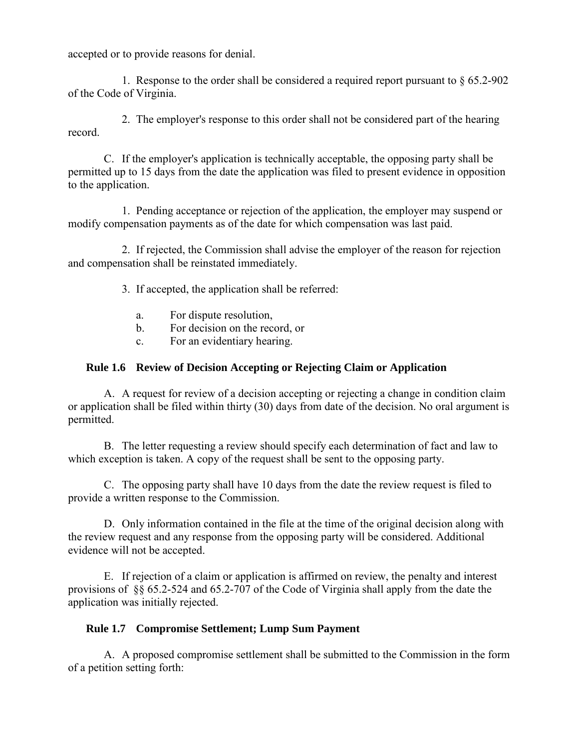accepted or to provide reasons for denial.

1. Response to the order shall be considered a required report pursuant to § 65.2-902 of the Code of Virginia.

2. The employer's response to this order shall not be considered part of the hearing record.

C. If the employer's application is technically acceptable, the opposing party shall be permitted up to 15 days from the date the application was filed to present evidence in opposition to the application.

1. Pending acceptance or rejection of the application, the employer may suspend or modify compensation payments as of the date for which compensation was last paid.

2. If rejected, the Commission shall advise the employer of the reason for rejection and compensation shall be reinstated immediately.

3. If accepted, the application shall be referred:

a. For dispute resolution,
b. For decision on the record, or
c. For an evidentiary hearing.

### Rule 1.6 Review of Decision Accepting or Rejecting Claim or Application

A. A request for review of a decision accepting or rejecting a change in condition claim or application shall be filed within thirty (30) days from date of the decision. No oral argument is permitted.

B. The letter requesting a review should specify each determination of fact and law to which exception is taken. A copy of the request shall be sent to the opposing party.

C. The opposing party shall have 10 days from the date the review request is filed to provide a written response to the Commission.

D. Only information contained in the file at the time of the original decision along with the review request and any response from the opposing party will be considered. Additional evidence will not be accepted.

E. If rejection of a claim or application is affirmed on review, the penalty and interest provisions of §§ 65.2-524 and 65.2-707 of the Code of Virginia shall apply from the date the application was initially rejected.

### Rule 1.7 Compromise Settlement; Lump Sum Payment

A. A proposed compromise settlement shall be submitted to the Commission in the form of a petition setting forth: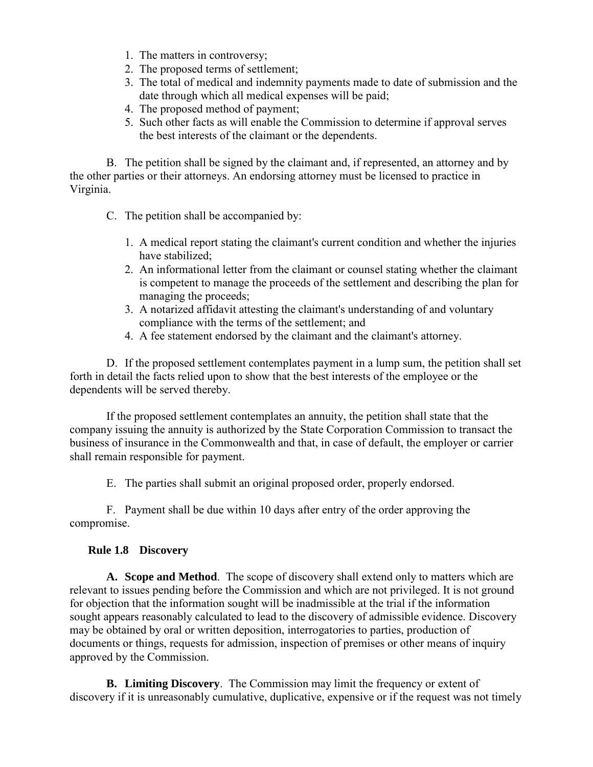1. The matters in controversy;
2. The proposed terms of settlement;
3. The total of medical and indemnity payments made to date of submission and the date through which all medical expenses will be paid;
4. The proposed method of payment;
5. Such other facts as will enable the Commission to determine if approval serves the best interests of the claimant or the dependents.

B. The petition shall be signed by the claimant and, if represented, an attorney and by the other parties or their attorneys. An endorsing attorney must be licensed to practice in Virginia.

C. The petition shall be accompanied by:

1. A medical report stating the claimant's current condition and whether the injuries have stabilized;
2. An informational letter from the claimant or counsel stating whether the claimant is competent to manage the proceeds of the settlement and describing the plan for managing the proceeds;
3. A notarized affidavit attesting the claimant's understanding of and voluntary compliance with the terms of the settlement; and
4. A fee statement endorsed by the claimant and the claimant's attorney.

D. If the proposed settlement contemplates payment in a lump sum, the petition shall set forth in detail the facts relied upon to show that the best interests of the employee or the dependents will be served thereby.

If the proposed settlement contemplates an annuity, the petition shall state that the company issuing the annuity is authorized by the State Corporation Commission to transact the business of insurance in the Commonwealth and that, in case of default, the employer or carrier shall remain responsible for payment.

E. The parties shall submit an original proposed order, properly endorsed.

F. Payment shall be due within 10 days after entry of the order approving the compromise.

### Rule 1.8 Discovery

**A. Scope and Method**. The scope of discovery shall extend only to matters which are relevant to issues pending before the Commission and which are not privileged. It is not ground for objection that the information sought will be inadmissible at the trial if the information sought appears reasonably calculated to lead to the discovery of admissible evidence. Discovery may be obtained by oral or written deposition, interrogatories to parties, production of documents or things, requests for admission, inspection of premises or other means of inquiry approved by the Commission.

**B. Limiting Discovery**. The Commission may limit the frequency or extent of discovery if it is unreasonably cumulative, duplicative, expensive or if the request was not timely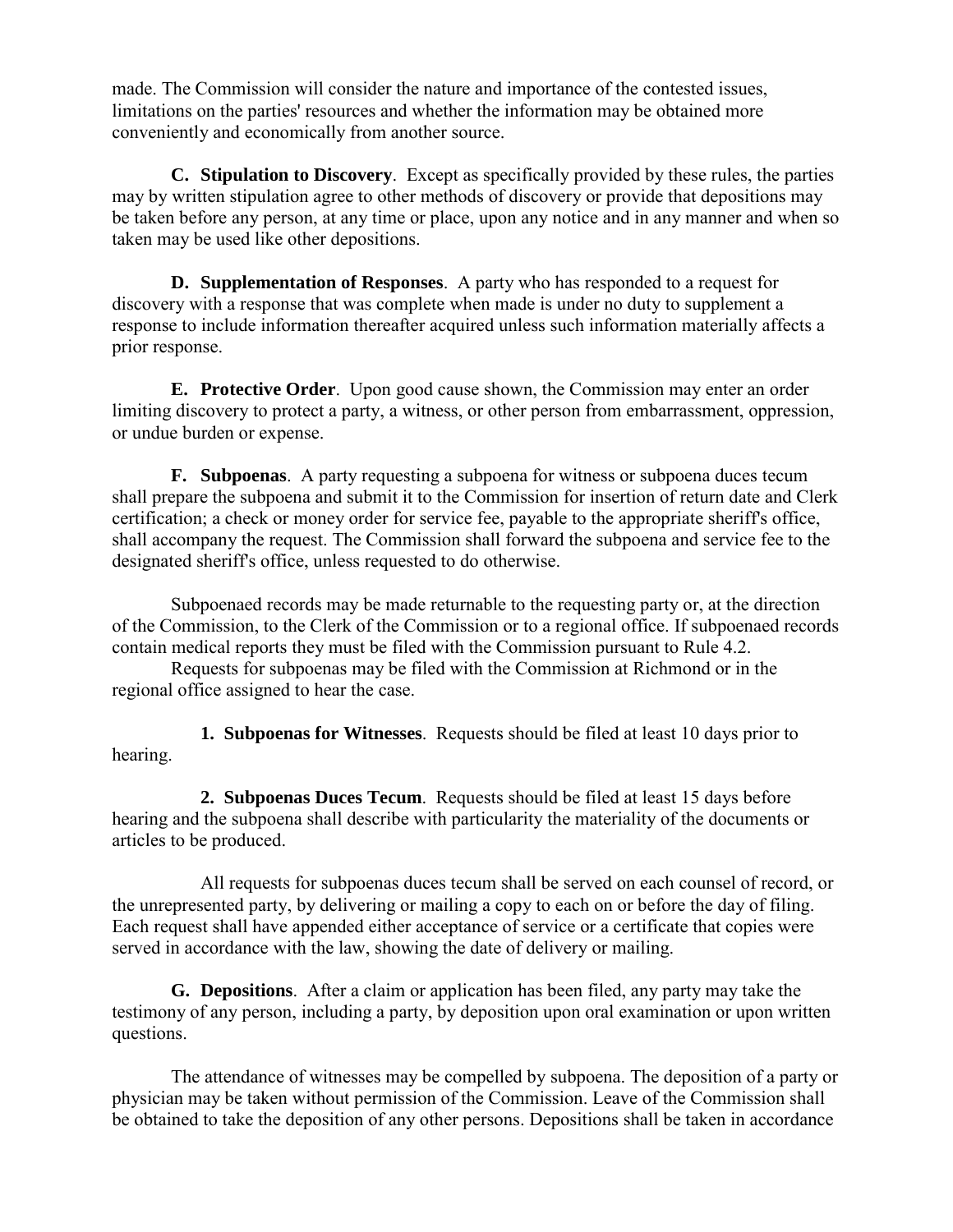made. The Commission will consider the nature and importance of the contested issues, limitations on the parties' resources and whether the information may be obtained more conveniently and economically from another source.

**C. Stipulation to Discovery**. Except as specifically provided by these rules, the parties may by written stipulation agree to other methods of discovery or provide that depositions may be taken before any person, at any time or place, upon any notice and in any manner and when so taken may be used like other depositions.

**D. Supplementation of Responses**. A party who has responded to a request for discovery with a response that was complete when made is under no duty to supplement a response to include information thereafter acquired unless such information materially affects a prior response.

**E. Protective Order**. Upon good cause shown, the Commission may enter an order limiting discovery to protect a party, a witness, or other person from embarrassment, oppression, or undue burden or expense.

**F. Subpoenas**. A party requesting a subpoena for witness or subpoena duces tecum shall prepare the subpoena and submit it to the Commission for insertion of return date and Clerk certification; a check or money order for service fee, payable to the appropriate sheriff's office, shall accompany the request. The Commission shall forward the subpoena and service fee to the designated sheriff's office, unless requested to do otherwise.

Subpoenaed records may be made returnable to the requesting party or, at the direction of the Commission, to the Clerk of the Commission or to a regional office. If subpoenaed records contain medical reports they must be filed with the Commission pursuant to Rule 4.2.

Requests for subpoenas may be filed with the Commission at Richmond or in the regional office assigned to hear the case.

**1. Subpoenas for Witnesses**. Requests should be filed at least 10 days prior to hearing.

**2. Subpoenas Duces Tecum**. Requests should be filed at least 15 days before hearing and the subpoena shall describe with particularity the materiality of the documents or articles to be produced.

All requests for subpoenas duces tecum shall be served on each counsel of record, or the unrepresented party, by delivering or mailing a copy to each on or before the day of filing. Each request shall have appended either acceptance of service or a certificate that copies were served in accordance with the law, showing the date of delivery or mailing.

**G. Depositions**. After a claim or application has been filed, any party may take the testimony of any person, including a party, by deposition upon oral examination or upon written questions.

The attendance of witnesses may be compelled by subpoena. The deposition of a party or physician may be taken without permission of the Commission. Leave of the Commission shall be obtained to take the deposition of any other persons. Depositions shall be taken in accordance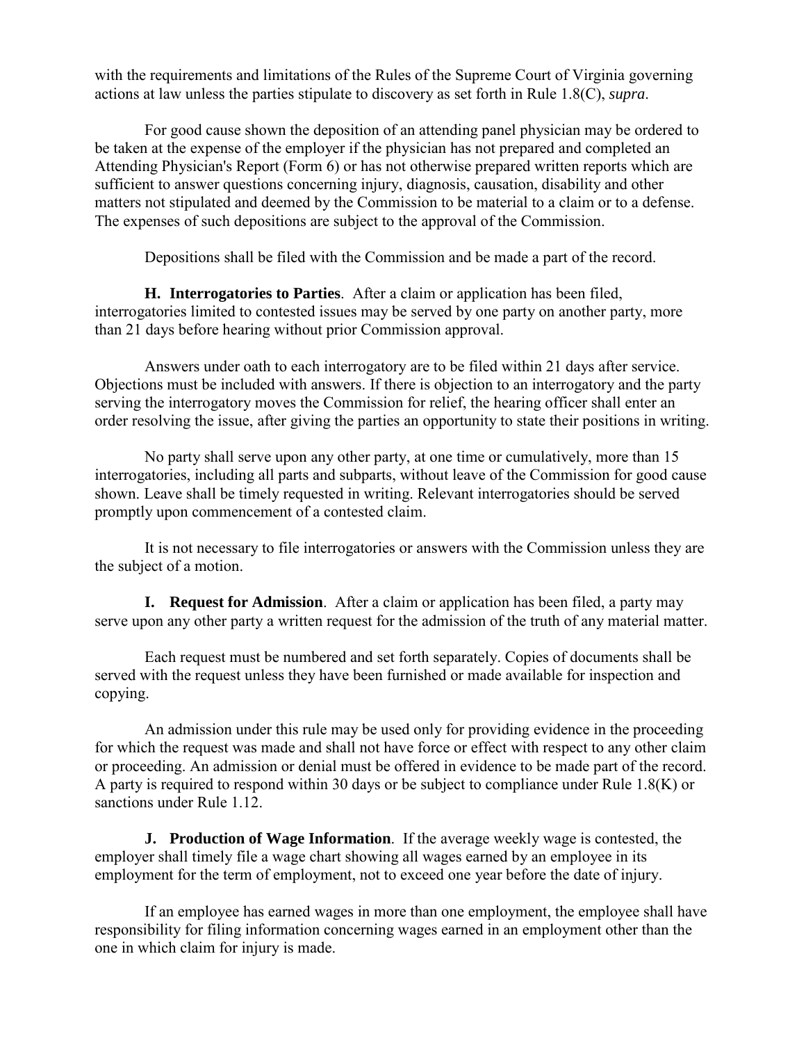with the requirements and limitations of the Rules of the Supreme Court of Virginia governing actions at law unless the parties stipulate to discovery as set forth in Rule 1.8(C), *supra*.

For good cause shown the deposition of an attending panel physician may be ordered to be taken at the expense of the employer if the physician has not prepared and completed an Attending Physician's Report (Form 6) or has not otherwise prepared written reports which are sufficient to answer questions concerning injury, diagnosis, causation, disability and other matters not stipulated and deemed by the Commission to be material to a claim or to a defense. The expenses of such depositions are subject to the approval of the Commission.

Depositions shall be filed with the Commission and be made a part of the record.

**H. Interrogatories to Parties**. After a claim or application has been filed, interrogatories limited to contested issues may be served by one party on another party, more than 21 days before hearing without prior Commission approval.

Answers under oath to each interrogatory are to be filed within 21 days after service. Objections must be included with answers. If there is objection to an interrogatory and the party serving the interrogatory moves the Commission for relief, the hearing officer shall enter an order resolving the issue, after giving the parties an opportunity to state their positions in writing.

No party shall serve upon any other party, at one time or cumulatively, more than 15 interrogatories, including all parts and subparts, without leave of the Commission for good cause shown. Leave shall be timely requested in writing. Relevant interrogatories should be served promptly upon commencement of a contested claim.

It is not necessary to file interrogatories or answers with the Commission unless they are the subject of a motion.

**I. Request for Admission**. After a claim or application has been filed, a party may serve upon any other party a written request for the admission of the truth of any material matter.

Each request must be numbered and set forth separately. Copies of documents shall be served with the request unless they have been furnished or made available for inspection and copying.

An admission under this rule may be used only for providing evidence in the proceeding for which the request was made and shall not have force or effect with respect to any other claim or proceeding. An admission or denial must be offered in evidence to be made part of the record. A party is required to respond within 30 days or be subject to compliance under Rule 1.8(K) or sanctions under Rule 1.12.

**J. Production of Wage Information**. If the average weekly wage is contested, the employer shall timely file a wage chart showing all wages earned by an employee in its employment for the term of employment, not to exceed one year before the date of injury.

If an employee has earned wages in more than one employment, the employee shall have responsibility for filing information concerning wages earned in an employment other than the one in which claim for injury is made.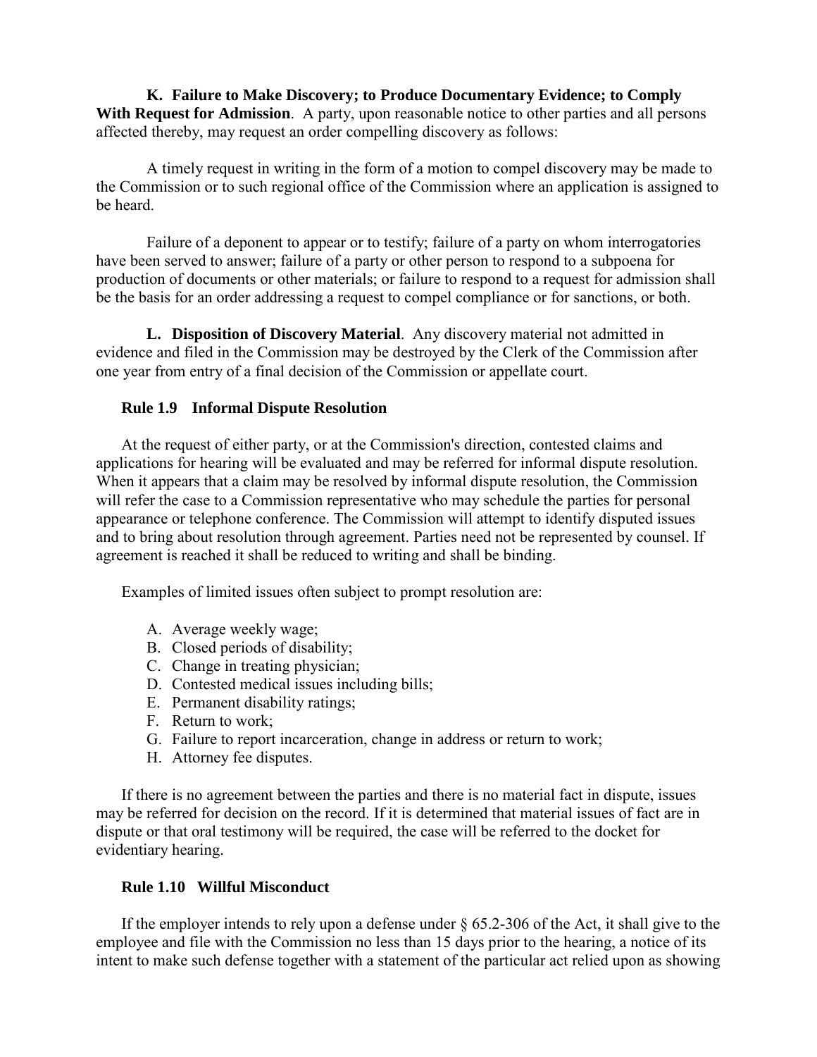**K. Failure to Make Discovery; to Produce Documentary Evidence; to Comply With Request for Admission**. A party, upon reasonable notice to other parties and all persons affected thereby, may request an order compelling discovery as follows:

A timely request in writing in the form of a motion to compel discovery may be made to the Commission or to such regional office of the Commission where an application is assigned to be heard.

Failure of a deponent to appear or to testify; failure of a party on whom interrogatories have been served to answer; failure of a party or other person to respond to a subpoena for production of documents or other materials; or failure to respond to a request for admission shall be the basis for an order addressing a request to compel compliance or for sanctions, or both.

**L. Disposition of Discovery Material**. Any discovery material not admitted in evidence and filed in the Commission may be destroyed by the Clerk of the Commission after one year from entry of a final decision of the Commission or appellate court.

### Rule 1.9 Informal Dispute Resolution

At the request of either party, or at the Commission's direction, contested claims and applications for hearing will be evaluated and may be referred for informal dispute resolution. When it appears that a claim may be resolved by informal dispute resolution, the Commission will refer the case to a Commission representative who may schedule the parties for personal appearance or telephone conference. The Commission will attempt to identify disputed issues and to bring about resolution through agreement. Parties need not be represented by counsel. If agreement is reached it shall be reduced to writing and shall be binding.

Examples of limited issues often subject to prompt resolution are:

A. Average weekly wage;
B. Closed periods of disability;
C. Change in treating physician;
D. Contested medical issues including bills;
E. Permanent disability ratings;
F. Return to work;
G. Failure to report incarceration, change in address or return to work;
H. Attorney fee disputes.

If there is no agreement between the parties and there is no material fact in dispute, issues may be referred for decision on the record. If it is determined that material issues of fact are in dispute or that oral testimony will be required, the case will be referred to the docket for evidentiary hearing.

### Rule 1.10 Willful Misconduct

If the employer intends to rely upon a defense under § 65.2-306 of the Act, it shall give to the employee and file with the Commission no less than 15 days prior to the hearing, a notice of its intent to make such defense together with a statement of the particular act relied upon as showing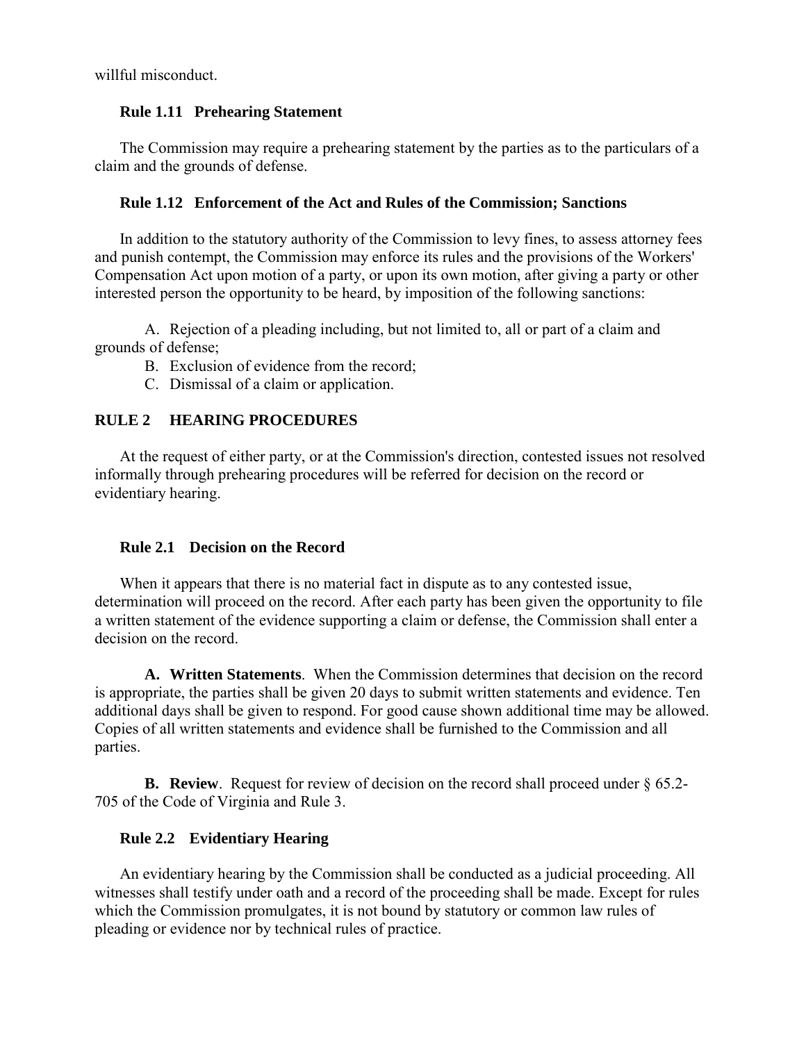willful misconduct.

### Rule 1.11 Prehearing Statement

The Commission may require a prehearing statement by the parties as to the particulars of a claim and the grounds of defense.

### Rule 1.12 Enforcement of the Act and Rules of the Commission; Sanctions

In addition to the statutory authority of the Commission to levy fines, to assess attorney fees and punish contempt, the Commission may enforce its rules and the provisions of the Workers' Compensation Act upon motion of a party, or upon its own motion, after giving a party or other interested person the opportunity to be heard, by imposition of the following sanctions:

A. Rejection of a pleading including, but not limited to, all or part of a claim and grounds of defense;

B. Exclusion of evidence from the record;

C. Dismissal of a claim or application.

## RULE 2 HEARING PROCEDURES

At the request of either party, or at the Commission's direction, contested issues not resolved informally through prehearing procedures will be referred for decision on the record or evidentiary hearing.

### Rule 2.1 Decision on the Record

When it appears that there is no material fact in dispute as to any contested issue, determination will proceed on the record. After each party has been given the opportunity to file a written statement of the evidence supporting a claim or defense, the Commission shall enter a decision on the record.

**A. Written Statements**. When the Commission determines that decision on the record is appropriate, the parties shall be given 20 days to submit written statements and evidence. Ten additional days shall be given to respond. For good cause shown additional time may be allowed. Copies of all written statements and evidence shall be furnished to the Commission and all parties.

**B. Review**. Request for review of decision on the record shall proceed under § 65.2-705 of the Code of Virginia and Rule 3.

### Rule 2.2 Evidentiary Hearing

An evidentiary hearing by the Commission shall be conducted as a judicial proceeding. All witnesses shall testify under oath and a record of the proceeding shall be made. Except for rules which the Commission promulgates, it is not bound by statutory or common law rules of pleading or evidence nor by technical rules of practice.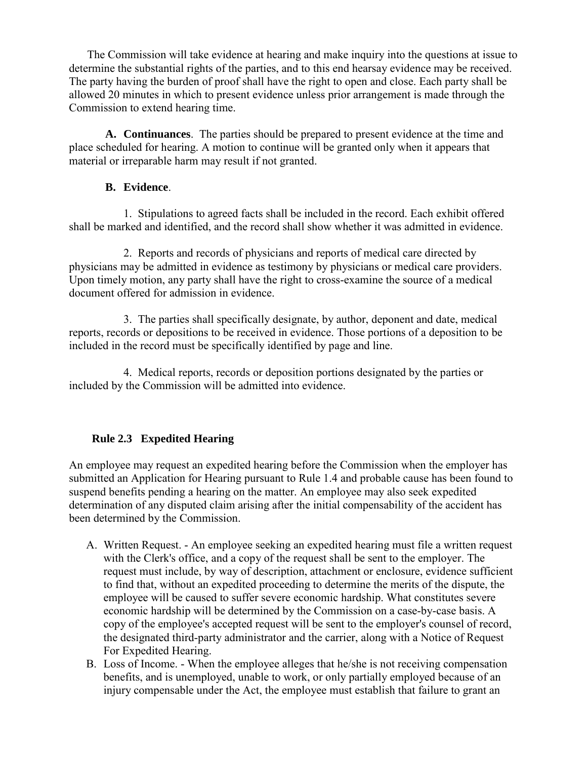The Commission will take evidence at hearing and make inquiry into the questions at issue to determine the substantial rights of the parties, and to this end hearsay evidence may be received. The party having the burden of proof shall have the right to open and close. Each party shall be allowed 20 minutes in which to present evidence unless prior arrangement is made through the Commission to extend hearing time.

**A. Continuances**. The parties should be prepared to present evidence at the time and place scheduled for hearing. A motion to continue will be granted only when it appears that material or irreparable harm may result if not granted.

**B. Evidence**.

1. Stipulations to agreed facts shall be included in the record. Each exhibit offered shall be marked and identified, and the record shall show whether it was admitted in evidence.

2. Reports and records of physicians and reports of medical care directed by physicians may be admitted in evidence as testimony by physicians or medical care providers. Upon timely motion, any party shall have the right to cross-examine the source of a medical document offered for admission in evidence.

3. The parties shall specifically designate, by author, deponent and date, medical reports, records or depositions to be received in evidence. Those portions of a deposition to be included in the record must be specifically identified by page and line.

4. Medical reports, records or deposition portions designated by the parties or included by the Commission will be admitted into evidence.

### Rule 2.3 Expedited Hearing

An employee may request an expedited hearing before the Commission when the employer has submitted an Application for Hearing pursuant to Rule 1.4 and probable cause has been found to suspend benefits pending a hearing on the matter. An employee may also seek expedited determination of any disputed claim arising after the initial compensability of the accident has been determined by the Commission.

A. Written Request. - An employee seeking an expedited hearing must file a written request with the Clerk's office, and a copy of the request shall be sent to the employer. The request must include, by way of description, attachment or enclosure, evidence sufficient to find that, without an expedited proceeding to determine the merits of the dispute, the employee will be caused to suffer severe economic hardship. What constitutes severe economic hardship will be determined by the Commission on a case-by-case basis. A copy of the employee's accepted request will be sent to the employer's counsel of record, the designated third-party administrator and the carrier, along with a Notice of Request For Expedited Hearing.

B. Loss of Income. - When the employee alleges that he/she is not receiving compensation benefits, and is unemployed, unable to work, or only partially employed because of an injury compensable under the Act, the employee must establish that failure to grant an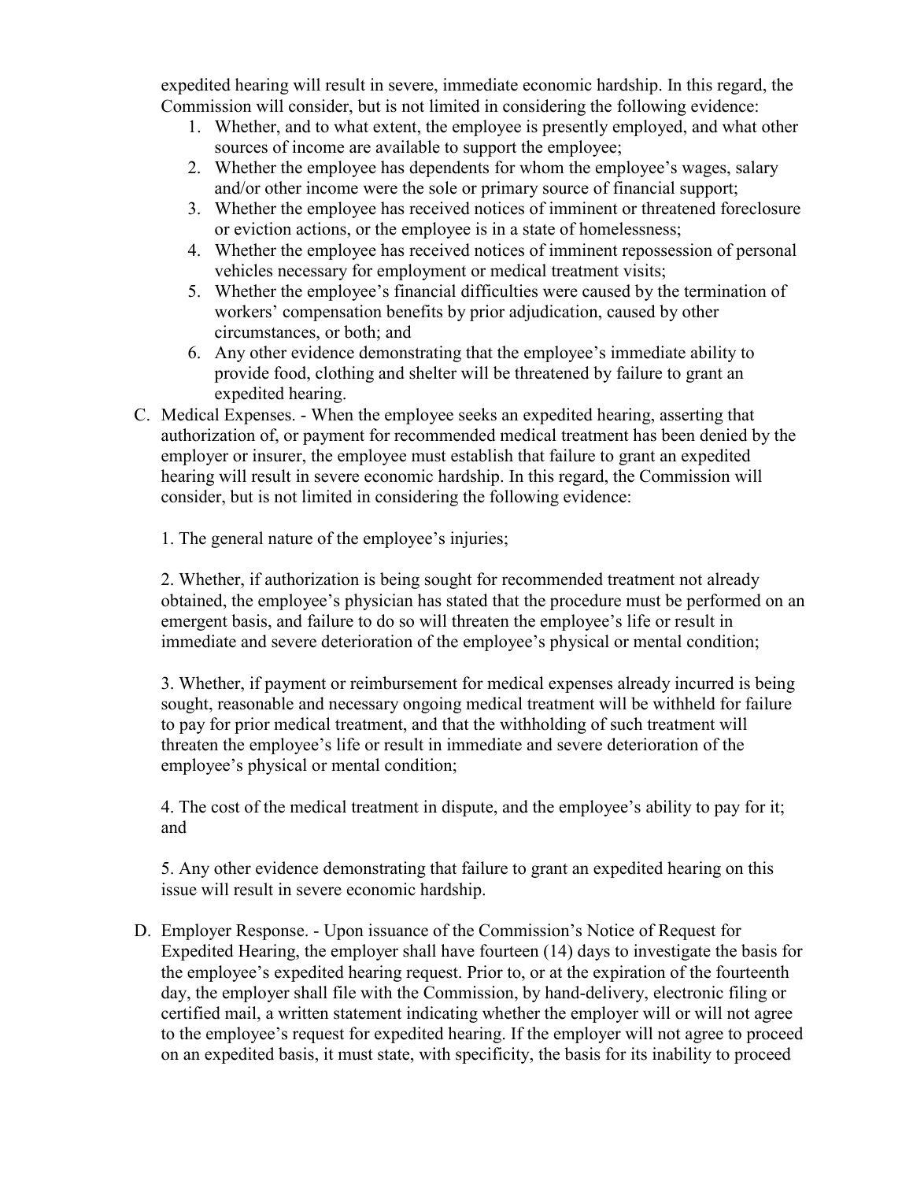expedited hearing will result in severe, immediate economic hardship. In this regard, the Commission will consider, but is not limited in considering the following evidence:

1. Whether, and to what extent, the employee is presently employed, and what other sources of income are available to support the employee;
2. Whether the employee has dependents for whom the employee's wages, salary and/or other income were the sole or primary source of financial support;
3. Whether the employee has received notices of imminent or threatened foreclosure or eviction actions, or the employee is in a state of homelessness;
4. Whether the employee has received notices of imminent repossession of personal vehicles necessary for employment or medical treatment visits;
5. Whether the employee's financial difficulties were caused by the termination of workers' compensation benefits by prior adjudication, caused by other circumstances, or both; and
6. Any other evidence demonstrating that the employee's immediate ability to provide food, clothing and shelter will be threatened by failure to grant an expedited hearing.

C. Medical Expenses. - When the employee seeks an expedited hearing, asserting that authorization of, or payment for recommended medical treatment has been denied by the employer or insurer, the employee must establish that failure to grant an expedited hearing will result in severe economic hardship. In this regard, the Commission will consider, but is not limited in considering the following evidence:

1. The general nature of the employee's injuries;

2. Whether, if authorization is being sought for recommended treatment not already obtained, the employee's physician has stated that the procedure must be performed on an emergent basis, and failure to do so will threaten the employee's life or result in immediate and severe deterioration of the employee's physical or mental condition;

3. Whether, if payment or reimbursement for medical expenses already incurred is being sought, reasonable and necessary ongoing medical treatment will be withheld for failure to pay for prior medical treatment, and that the withholding of such treatment will threaten the employee's life or result in immediate and severe deterioration of the employee's physical or mental condition;

4. The cost of the medical treatment in dispute, and the employee's ability to pay for it; and

5. Any other evidence demonstrating that failure to grant an expedited hearing on this issue will result in severe economic hardship.

D. Employer Response. - Upon issuance of the Commission's Notice of Request for Expedited Hearing, the employer shall have fourteen (14) days to investigate the basis for the employee's expedited hearing request. Prior to, or at the expiration of the fourteenth day, the employer shall file with the Commission, by hand-delivery, electronic filing or certified mail, a written statement indicating whether the employer will or will not agree to the employee's request for expedited hearing. If the employer will not agree to proceed on an expedited basis, it must state, with specificity, the basis for its inability to proceed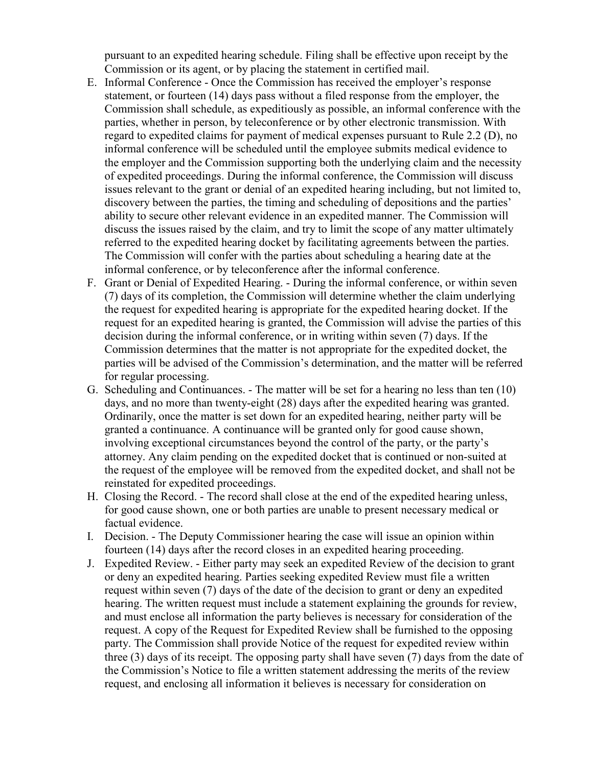pursuant to an expedited hearing schedule. Filing shall be effective upon receipt by the Commission or its agent, or by placing the statement in certified mail.

E. Informal Conference - Once the Commission has received the employer's response statement, or fourteen (14) days pass without a filed response from the employer, the Commission shall schedule, as expeditiously as possible, an informal conference with the parties, whether in person, by teleconference or by other electronic transmission. With regard to expedited claims for payment of medical expenses pursuant to Rule 2.2 (D), no informal conference will be scheduled until the employee submits medical evidence to the employer and the Commission supporting both the underlying claim and the necessity of expedited proceedings. During the informal conference, the Commission will discuss issues relevant to the grant or denial of an expedited hearing including, but not limited to, discovery between the parties, the timing and scheduling of depositions and the parties' ability to secure other relevant evidence in an expedited manner. The Commission will discuss the issues raised by the claim, and try to limit the scope of any matter ultimately referred to the expedited hearing docket by facilitating agreements between the parties. The Commission will confer with the parties about scheduling a hearing date at the informal conference, or by teleconference after the informal conference.

F. Grant or Denial of Expedited Hearing. - During the informal conference, or within seven (7) days of its completion, the Commission will determine whether the claim underlying the request for expedited hearing is appropriate for the expedited hearing docket. If the request for an expedited hearing is granted, the Commission will advise the parties of this decision during the informal conference, or in writing within seven (7) days. If the Commission determines that the matter is not appropriate for the expedited docket, the parties will be advised of the Commission's determination, and the matter will be referred for regular processing.

G. Scheduling and Continuances. - The matter will be set for a hearing no less than ten (10) days, and no more than twenty-eight (28) days after the expedited hearing was granted. Ordinarily, once the matter is set down for an expedited hearing, neither party will be granted a continuance. A continuance will be granted only for good cause shown, involving exceptional circumstances beyond the control of the party, or the party's attorney. Any claim pending on the expedited docket that is continued or non-suited at the request of the employee will be removed from the expedited docket, and shall not be reinstated for expedited proceedings.

H. Closing the Record. - The record shall close at the end of the expedited hearing unless, for good cause shown, one or both parties are unable to present necessary medical or factual evidence.

I. Decision. - The Deputy Commissioner hearing the case will issue an opinion within fourteen (14) days after the record closes in an expedited hearing proceeding.

J. Expedited Review. - Either party may seek an expedited Review of the decision to grant or deny an expedited hearing. Parties seeking expedited Review must file a written request within seven (7) days of the date of the decision to grant or deny an expedited hearing. The written request must include a statement explaining the grounds for review, and must enclose all information the party believes is necessary for consideration of the request. A copy of the Request for Expedited Review shall be furnished to the opposing party. The Commission shall provide Notice of the request for expedited review within three (3) days of its receipt. The opposing party shall have seven (7) days from the date of the Commission's Notice to file a written statement addressing the merits of the review request, and enclosing all information it believes is necessary for consideration on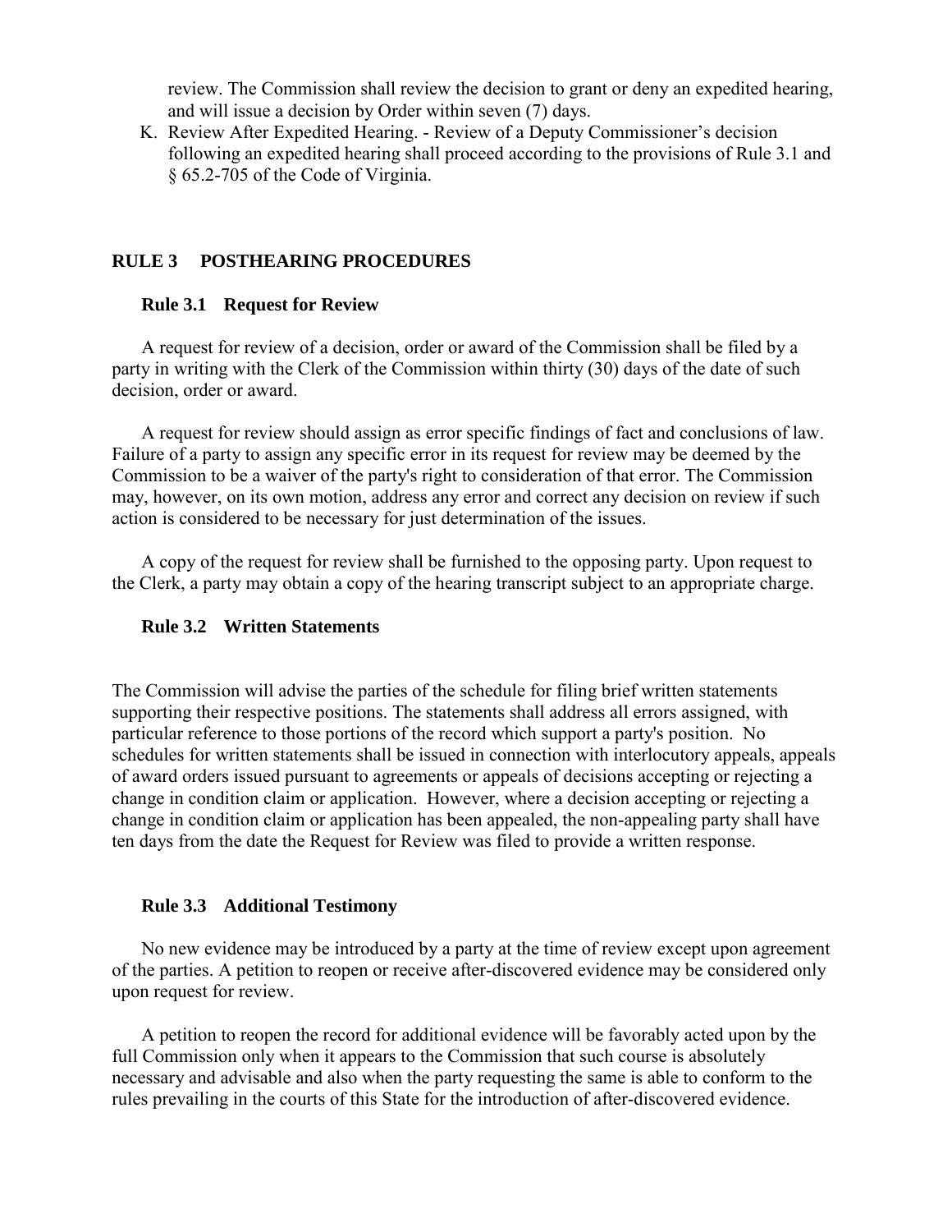review. The Commission shall review the decision to grant or deny an expedited hearing, and will issue a decision by Order within seven (7) days.

K. Review After Expedited Hearing. - Review of a Deputy Commissioner's decision following an expedited hearing shall proceed according to the provisions of Rule 3.1 and § 65.2-705 of the Code of Virginia.

## RULE 3 POSTHEARING PROCEDURES

### Rule 3.1 Request for Review

A request for review of a decision, order or award of the Commission shall be filed by a party in writing with the Clerk of the Commission within thirty (30) days of the date of such decision, order or award.

A request for review should assign as error specific findings of fact and conclusions of law. Failure of a party to assign any specific error in its request for review may be deemed by the Commission to be a waiver of the party's right to consideration of that error. The Commission may, however, on its own motion, address any error and correct any decision on review if such action is considered to be necessary for just determination of the issues.

A copy of the request for review shall be furnished to the opposing party. Upon request to the Clerk, a party may obtain a copy of the hearing transcript subject to an appropriate charge.

### Rule 3.2 Written Statements

The Commission will advise the parties of the schedule for filing brief written statements supporting their respective positions. The statements shall address all errors assigned, with particular reference to those portions of the record which support a party's position. No schedules for written statements shall be issued in connection with interlocutory appeals, appeals of award orders issued pursuant to agreements or appeals of decisions accepting or rejecting a change in condition claim or application. However, where a decision accepting or rejecting a change in condition claim or application has been appealed, the non-appealing party shall have ten days from the date the Request for Review was filed to provide a written response.

### Rule 3.3 Additional Testimony

No new evidence may be introduced by a party at the time of review except upon agreement of the parties. A petition to reopen or receive after-discovered evidence may be considered only upon request for review.

A petition to reopen the record for additional evidence will be favorably acted upon by the full Commission only when it appears to the Commission that such course is absolutely necessary and advisable and also when the party requesting the same is able to conform to the rules prevailing in the courts of this State for the introduction of after-discovered evidence.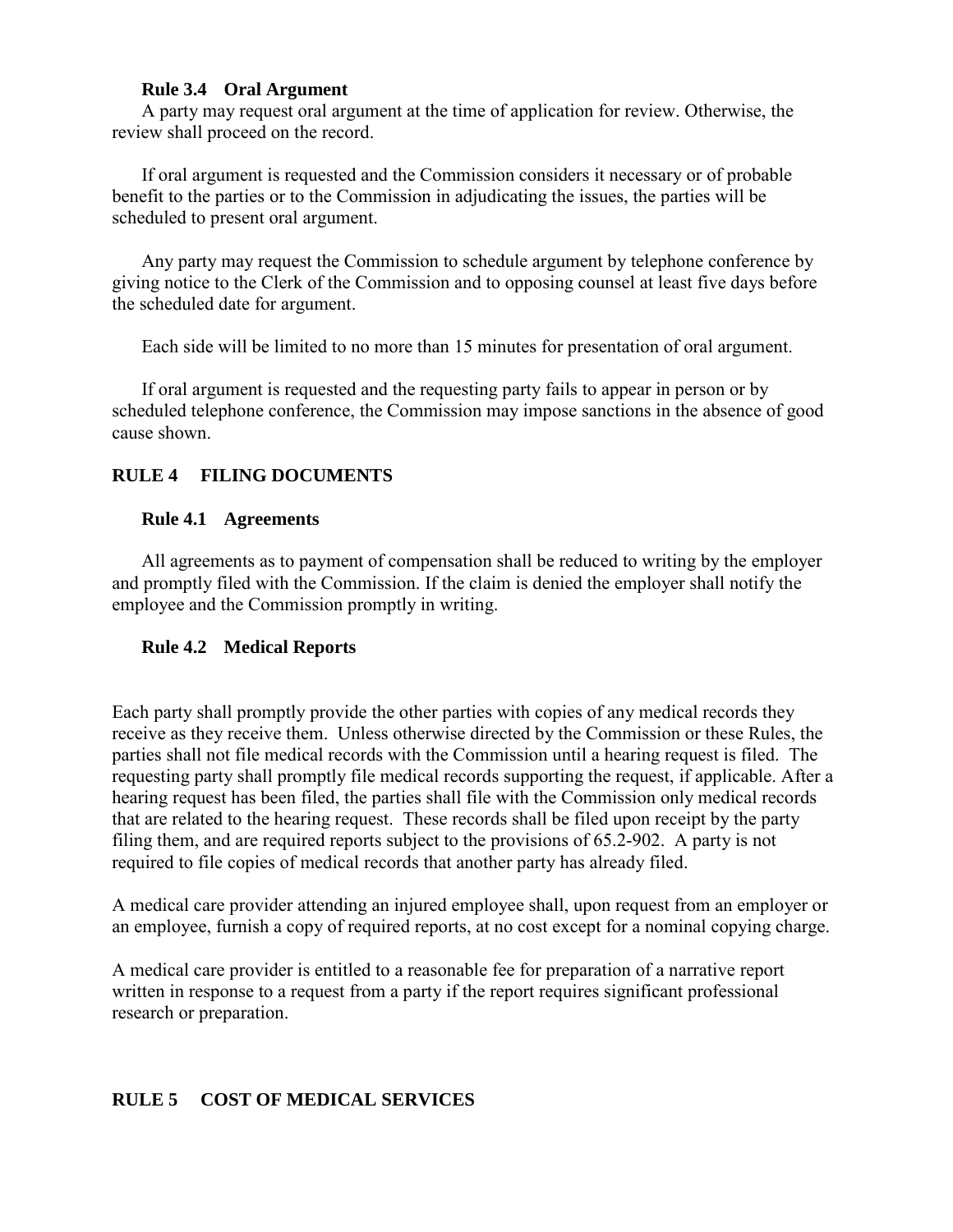### Rule 3.4 Oral Argument

A party may request oral argument at the time of application for review. Otherwise, the review shall proceed on the record.

If oral argument is requested and the Commission considers it necessary or of probable benefit to the parties or to the Commission in adjudicating the issues, the parties will be scheduled to present oral argument.

Any party may request the Commission to schedule argument by telephone conference by giving notice to the Clerk of the Commission and to opposing counsel at least five days before the scheduled date for argument.

Each side will be limited to no more than 15 minutes for presentation of oral argument.

If oral argument is requested and the requesting party fails to appear in person or by scheduled telephone conference, the Commission may impose sanctions in the absence of good cause shown.

## RULE 4 FILING DOCUMENTS

### Rule 4.1 Agreements

All agreements as to payment of compensation shall be reduced to writing by the employer and promptly filed with the Commission. If the claim is denied the employer shall notify the employee and the Commission promptly in writing.

### Rule 4.2 Medical Reports

Each party shall promptly provide the other parties with copies of any medical records they receive as they receive them. Unless otherwise directed by the Commission or these Rules, the parties shall not file medical records with the Commission until a hearing request is filed. The requesting party shall promptly file medical records supporting the request, if applicable. After a hearing request has been filed, the parties shall file with the Commission only medical records that are related to the hearing request. These records shall be filed upon receipt by the party filing them, and are required reports subject to the provisions of 65.2-902. A party is not required to file copies of medical records that another party has already filed.

A medical care provider attending an injured employee shall, upon request from an employer or an employee, furnish a copy of required reports, at no cost except for a nominal copying charge.

A medical care provider is entitled to a reasonable fee for preparation of a narrative report written in response to a request from a party if the report requires significant professional research or preparation.

## RULE 5 COST OF MEDICAL SERVICES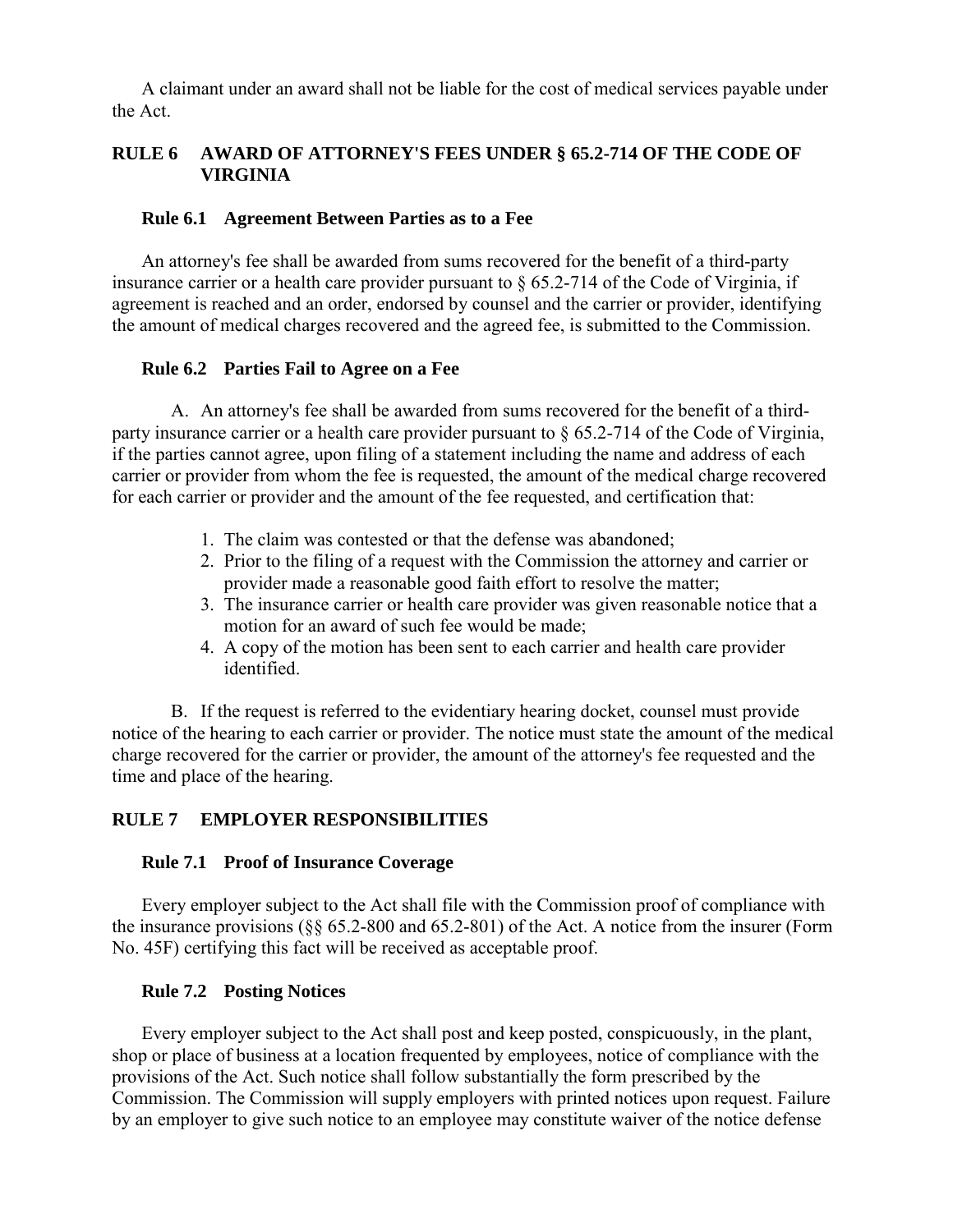A claimant under an award shall not be liable for the cost of medical services payable under the Act.

## RULE 6 AWARD OF ATTORNEY'S FEES UNDER § 65.2-714 OF THE CODE OF VIRGINIA

### Rule 6.1 Agreement Between Parties as to a Fee

An attorney's fee shall be awarded from sums recovered for the benefit of a third-party insurance carrier or a health care provider pursuant to § 65.2-714 of the Code of Virginia, if agreement is reached and an order, endorsed by counsel and the carrier or provider, identifying the amount of medical charges recovered and the agreed fee, is submitted to the Commission.

### Rule 6.2 Parties Fail to Agree on a Fee

A. An attorney's fee shall be awarded from sums recovered for the benefit of a third-party insurance carrier or a health care provider pursuant to § 65.2-714 of the Code of Virginia, if the parties cannot agree, upon filing of a statement including the name and address of each carrier or provider from whom the fee is requested, the amount of the medical charge recovered for each carrier or provider and the amount of the fee requested, and certification that:

1. The claim was contested or that the defense was abandoned;
2. Prior to the filing of a request with the Commission the attorney and carrier or provider made a reasonable good faith effort to resolve the matter;
3. The insurance carrier or health care provider was given reasonable notice that a motion for an award of such fee would be made;
4. A copy of the motion has been sent to each carrier and health care provider identified.

B. If the request is referred to the evidentiary hearing docket, counsel must provide notice of the hearing to each carrier or provider. The notice must state the amount of the medical charge recovered for the carrier or provider, the amount of the attorney's fee requested and the time and place of the hearing.

## RULE 7 EMPLOYER RESPONSIBILITIES

### Rule 7.1 Proof of Insurance Coverage

Every employer subject to the Act shall file with the Commission proof of compliance with the insurance provisions (§§ 65.2-800 and 65.2-801) of the Act. A notice from the insurer (Form No. 45F) certifying this fact will be received as acceptable proof.

### Rule 7.2 Posting Notices

Every employer subject to the Act shall post and keep posted, conspicuously, in the plant, shop or place of business at a location frequented by employees, notice of compliance with the provisions of the Act. Such notice shall follow substantially the form prescribed by the Commission. The Commission will supply employers with printed notices upon request. Failure by an employer to give such notice to an employee may constitute waiver of the notice defense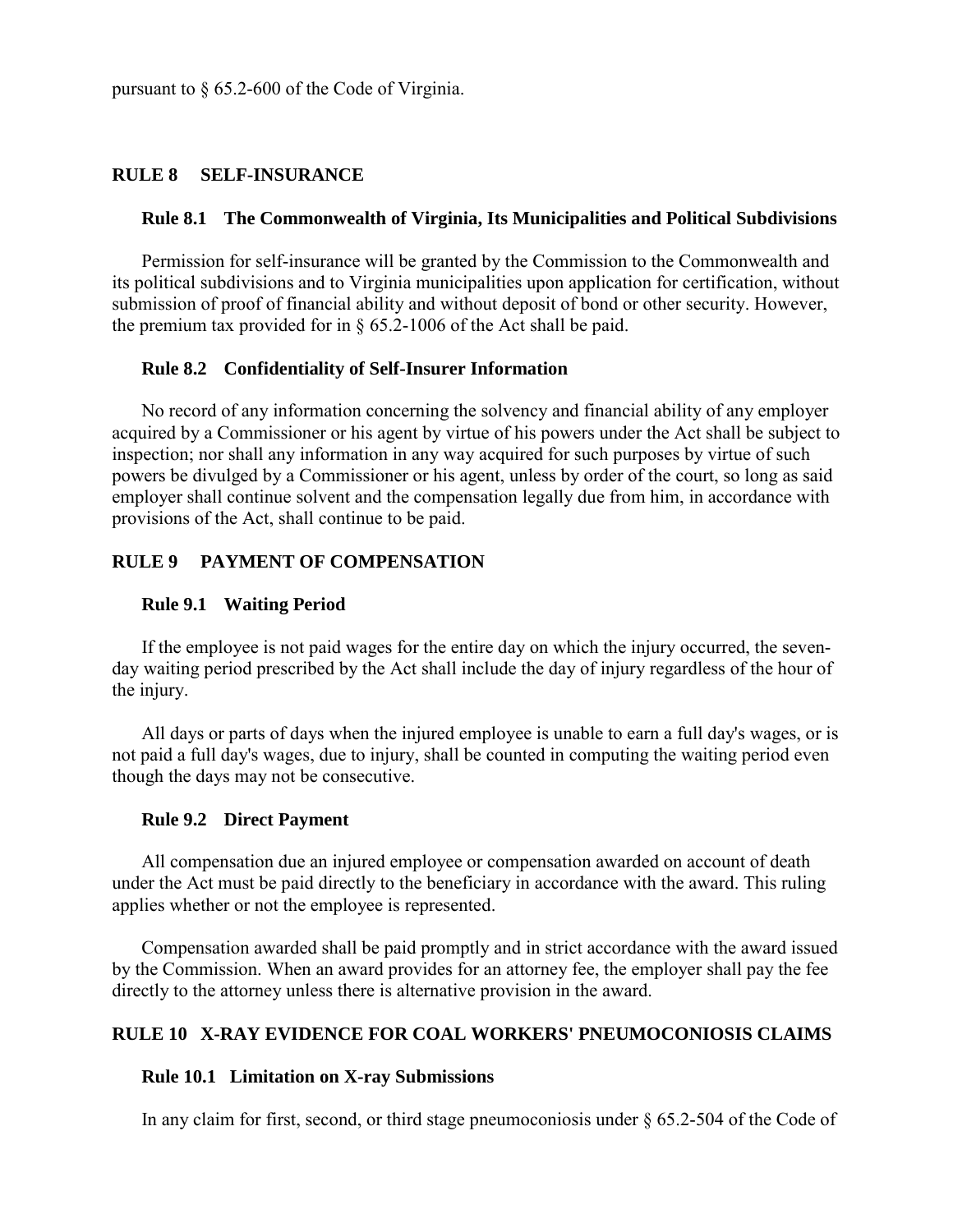pursuant to § 65.2-600 of the Code of Virginia.

## RULE 8 SELF-INSURANCE

### Rule 8.1 The Commonwealth of Virginia, Its Municipalities and Political Subdivisions

Permission for self-insurance will be granted by the Commission to the Commonwealth and its political subdivisions and to Virginia municipalities upon application for certification, without submission of proof of financial ability and without deposit of bond or other security. However, the premium tax provided for in § 65.2-1006 of the Act shall be paid.

### Rule 8.2 Confidentiality of Self-Insurer Information

No record of any information concerning the solvency and financial ability of any employer acquired by a Commissioner or his agent by virtue of his powers under the Act shall be subject to inspection; nor shall any information in any way acquired for such purposes by virtue of such powers be divulged by a Commissioner or his agent, unless by order of the court, so long as said employer shall continue solvent and the compensation legally due from him, in accordance with provisions of the Act, shall continue to be paid.

## RULE 9 PAYMENT OF COMPENSATION

### Rule 9.1 Waiting Period

If the employee is not paid wages for the entire day on which the injury occurred, the seven-day waiting period prescribed by the Act shall include the day of injury regardless of the hour of the injury.

All days or parts of days when the injured employee is unable to earn a full day's wages, or is not paid a full day's wages, due to injury, shall be counted in computing the waiting period even though the days may not be consecutive.

### Rule 9.2 Direct Payment

All compensation due an injured employee or compensation awarded on account of death under the Act must be paid directly to the beneficiary in accordance with the award. This ruling applies whether or not the employee is represented.

Compensation awarded shall be paid promptly and in strict accordance with the award issued by the Commission. When an award provides for an attorney fee, the employer shall pay the fee directly to the attorney unless there is alternative provision in the award.

## RULE 10 X-RAY EVIDENCE FOR COAL WORKERS' PNEUMOCONIOSIS CLAIMS

### Rule 10.1 Limitation on X-ray Submissions

In any claim for first, second, or third stage pneumoconiosis under § 65.2-504 of the Code of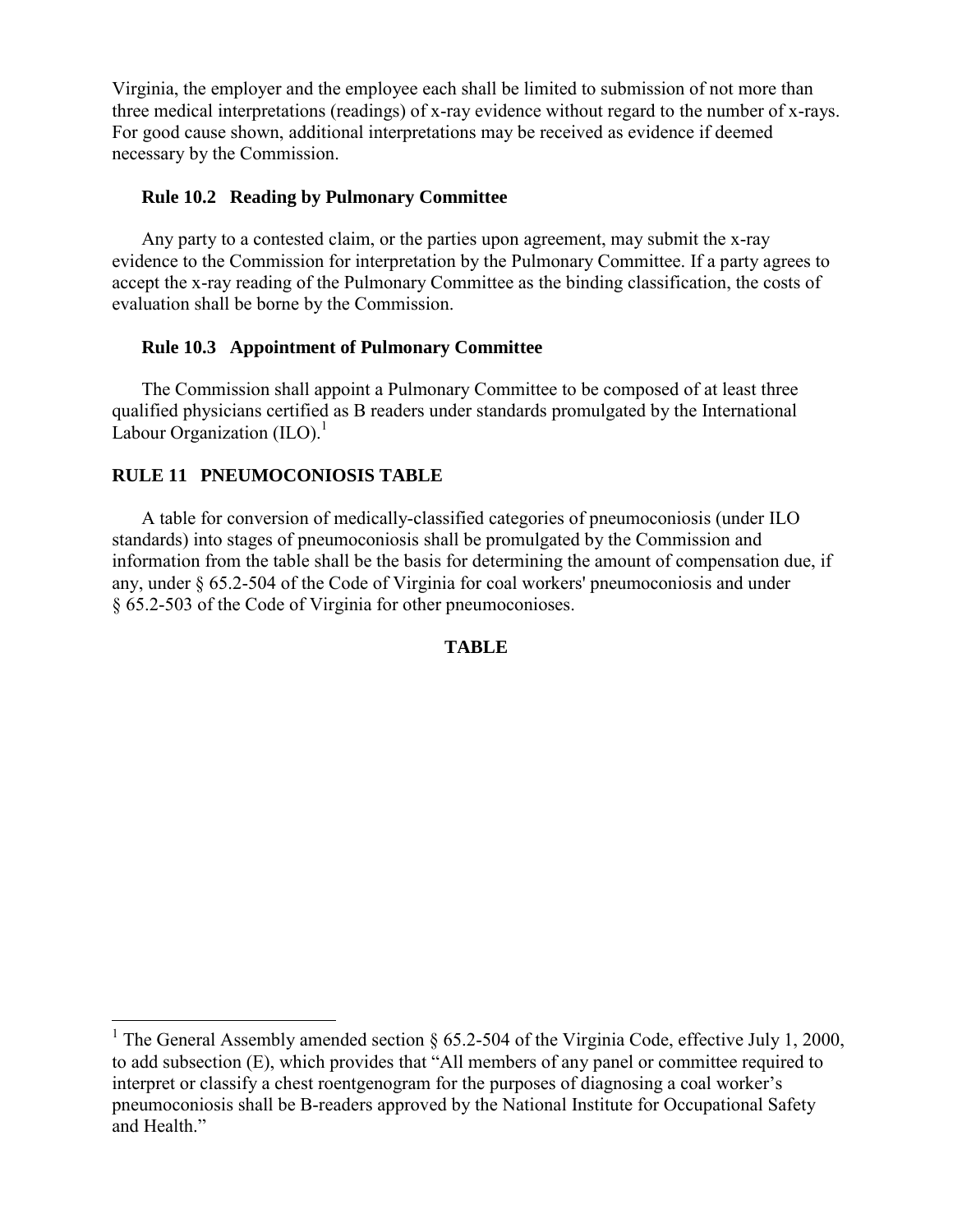Virginia, the employer and the employee each shall be limited to submission of not more than three medical interpretations (readings) of x-ray evidence without regard to the number of x-rays. For good cause shown, additional interpretations may be received as evidence if deemed necessary by the Commission.

### Rule 10.2 Reading by Pulmonary Committee

Any party to a contested claim, or the parties upon agreement, may submit the x-ray evidence to the Commission for interpretation by the Pulmonary Committee. If a party agrees to accept the x-ray reading of the Pulmonary Committee as the binding classification, the costs of evaluation shall be borne by the Commission.

### Rule 10.3 Appointment of Pulmonary Committee

The Commission shall appoint a Pulmonary Committee to be composed of at least three qualified physicians certified as B readers under standards promulgated by the International Labour Organization (ILO).[1]

## RULE 11 PNEUMOCONIOSIS TABLE

A table for conversion of medically-classified categories of pneumoconiosis (under ILO standards) into stages of pneumoconiosis shall be promulgated by the Commission and information from the table shall be the basis for determining the amount of compensation due, if any, under § 65.2-504 of the Code of Virginia for coal workers' pneumoconiosis and under § 65.2-503 of the Code of Virginia for other pneumoconioses.

**TABLE**

---

[1] The General Assembly amended section § 65.2-504 of the Virginia Code, effective July 1, 2000, to add subsection (E), which provides that "All members of any panel or committee required to interpret or classify a chest roentgenogram for the purposes of diagnosing a coal worker's pneumoconiosis shall be B-readers approved by the National Institute for Occupational Safety and Health."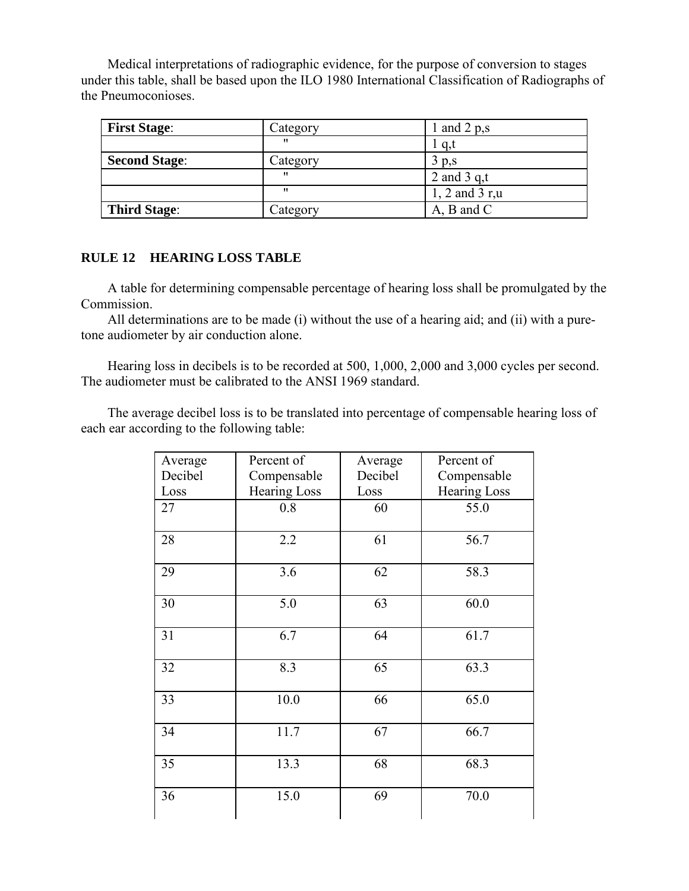Medical interpretations of radiographic evidence, for the purpose of conversion to stages under this table, shall be based upon the ILO 1980 International Classification of Radiographs of the Pneumoconioses.

| **First Stage**: | Category | 1 and 2 p,s |
|---|---|---|
| | " | 1 q,t |
| **Second Stage**: | Category | 3 p,s |
| | " | 2 and 3 q,t |
| | " | 1, 2 and 3 r,u |
| **Third Stage**: | Category | A, B and C |

## RULE 12 HEARING LOSS TABLE

A table for determining compensable percentage of hearing loss shall be promulgated by the Commission.

All determinations are to be made (i) without the use of a hearing aid; and (ii) with a pure-tone audiometer by air conduction alone.

Hearing loss in decibels is to be recorded at 500, 1,000, 2,000 and 3,000 cycles per second. The audiometer must be calibrated to the ANSI 1969 standard.

The average decibel loss is to be translated into percentage of compensable hearing loss of each ear according to the following table:

| Average Decibel Loss | Percent of Compensable Hearing Loss | Average Decibel Loss | Percent of Compensable Hearing Loss |
|---|---|---|---|
| 27 | 0.8 | 60 | 55.0 |
| 28 | 2.2 | 61 | 56.7 |
| 29 | 3.6 | 62 | 58.3 |
| 30 | 5.0 | 63 | 60.0 |
| 31 | 6.7 | 64 | 61.7 |
| 32 | 8.3 | 65 | 63.3 |
| 33 | 10.0 | 66 | 65.0 |
| 34 | 11.7 | 67 | 66.7 |
| 35 | 13.3 | 68 | 68.3 |
| 36 | 15.0 | 69 | 70.0 |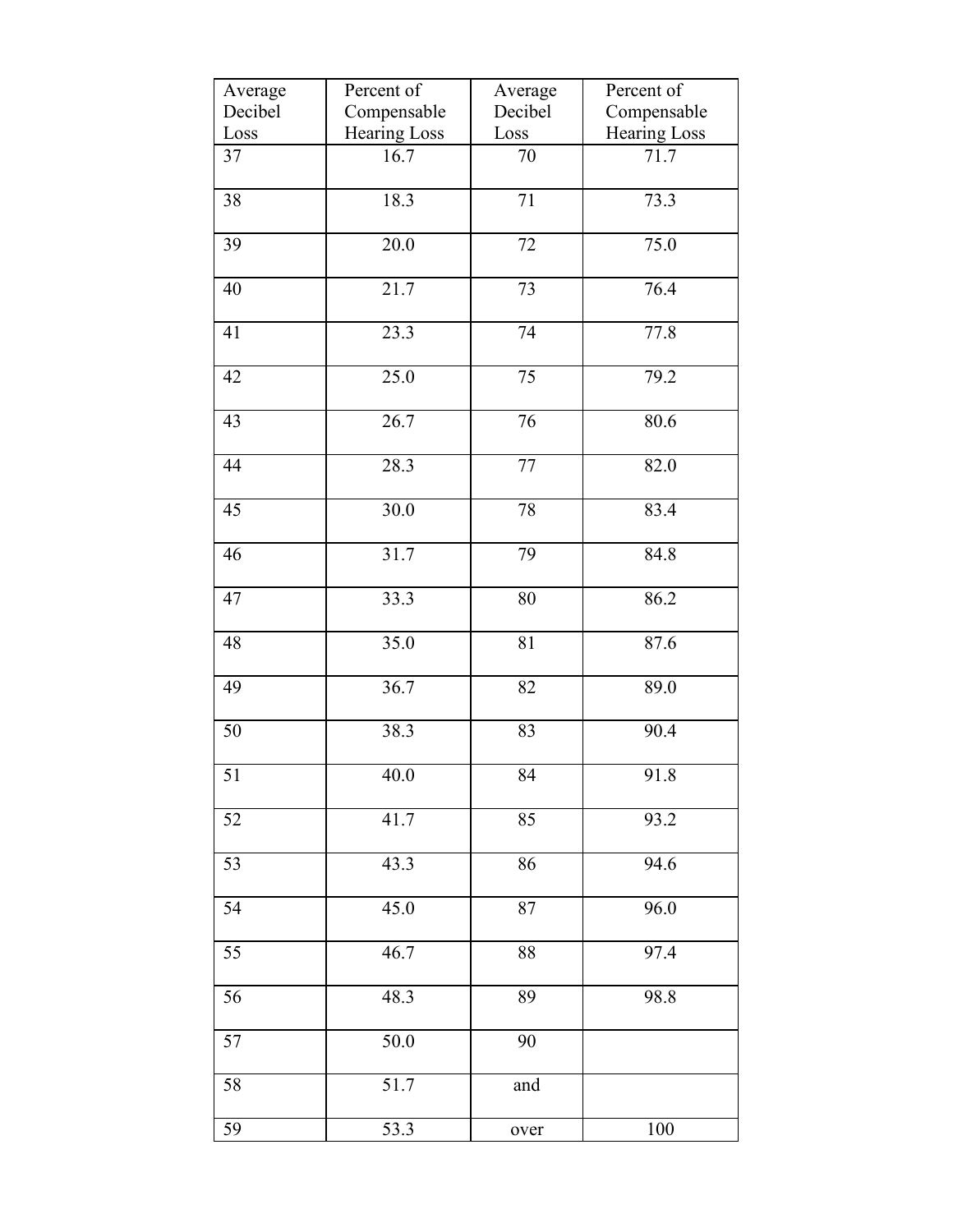| Average Decibel Loss | Percent of Compensable Hearing Loss | Average Decibel Loss | Percent of Compensable Hearing Loss |
|---|---|---|---|
| 37 | 16.7 | 70 | 71.7 |
| 38 | 18.3 | 71 | 73.3 |
| 39 | 20.0 | 72 | 75.0 |
| 40 | 21.7 | 73 | 76.4 |
| 41 | 23.3 | 74 | 77.8 |
| 42 | 25.0 | 75 | 79.2 |
| 43 | 26.7 | 76 | 80.6 |
| 44 | 28.3 | 77 | 82.0 |
| 45 | 30.0 | 78 | 83.4 |
| 46 | 31.7 | 79 | 84.8 |
| 47 | 33.3 | 80 | 86.2 |
| 48 | 35.0 | 81 | 87.6 |
| 49 | 36.7 | 82 | 89.0 |
| 50 | 38.3 | 83 | 90.4 |
| 51 | 40.0 | 84 | 91.8 |
| 52 | 41.7 | 85 | 93.2 |
| 53 | 43.3 | 86 | 94.6 |
| 54 | 45.0 | 87 | 96.0 |
| 55 | 46.7 | 88 | 97.4 |
| 56 | 48.3 | 89 | 98.8 |
| 57 | 50.0 | 90 | |
| 58 | 51.7 | and | |
| 59 | 53.3 | over | 100 |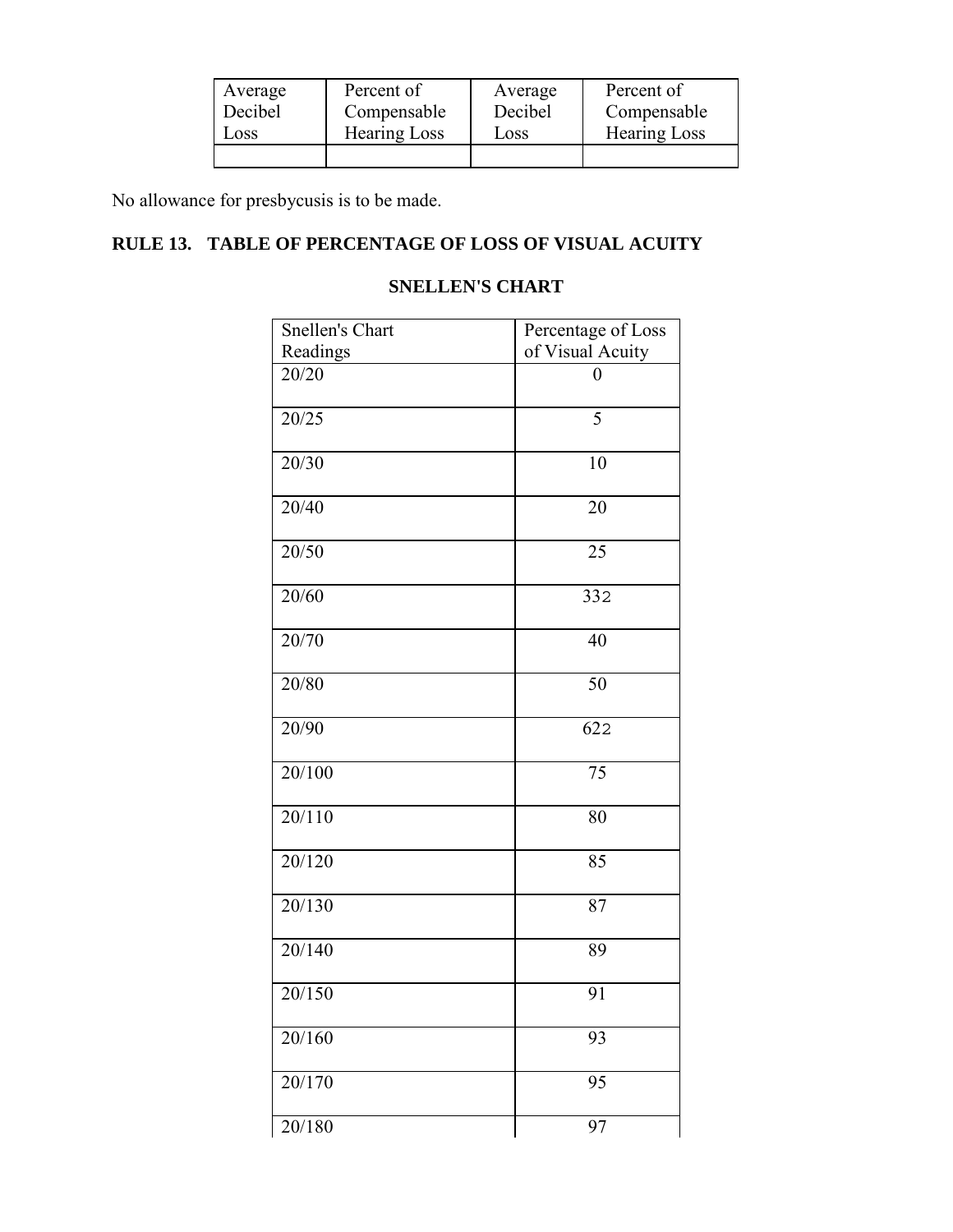| Average Decibel Loss | Percent of Compensable Hearing Loss | Average Decibel Loss | Percent of Compensable Hearing Loss |
|---|---|---|---|
| | | | |

No allowance for presbycusis is to be made.

## RULE 13. TABLE OF PERCENTAGE OF LOSS OF VISUAL ACUITY

### SNELLEN'S CHART

| Snellen's Chart Readings | Percentage of Loss of Visual Acuity |
|---|---|
| 20/20 | 0 |
| 20/25 | 5 |
| 20/30 | 10 |
| 20/40 | 20 |
| 20/50 | 25 |
| 20/60 | 332 |
| 20/70 | 40 |
| 20/80 | 50 |
| 20/90 | 622 |
| 20/100 | 75 |
| 20/110 | 80 |
| 20/120 | 85 |
| 20/130 | 87 |
| 20/140 | 89 |
| 20/150 | 91 |
| 20/160 | 93 |
| 20/170 | 95 |
| 20/180 | 97 |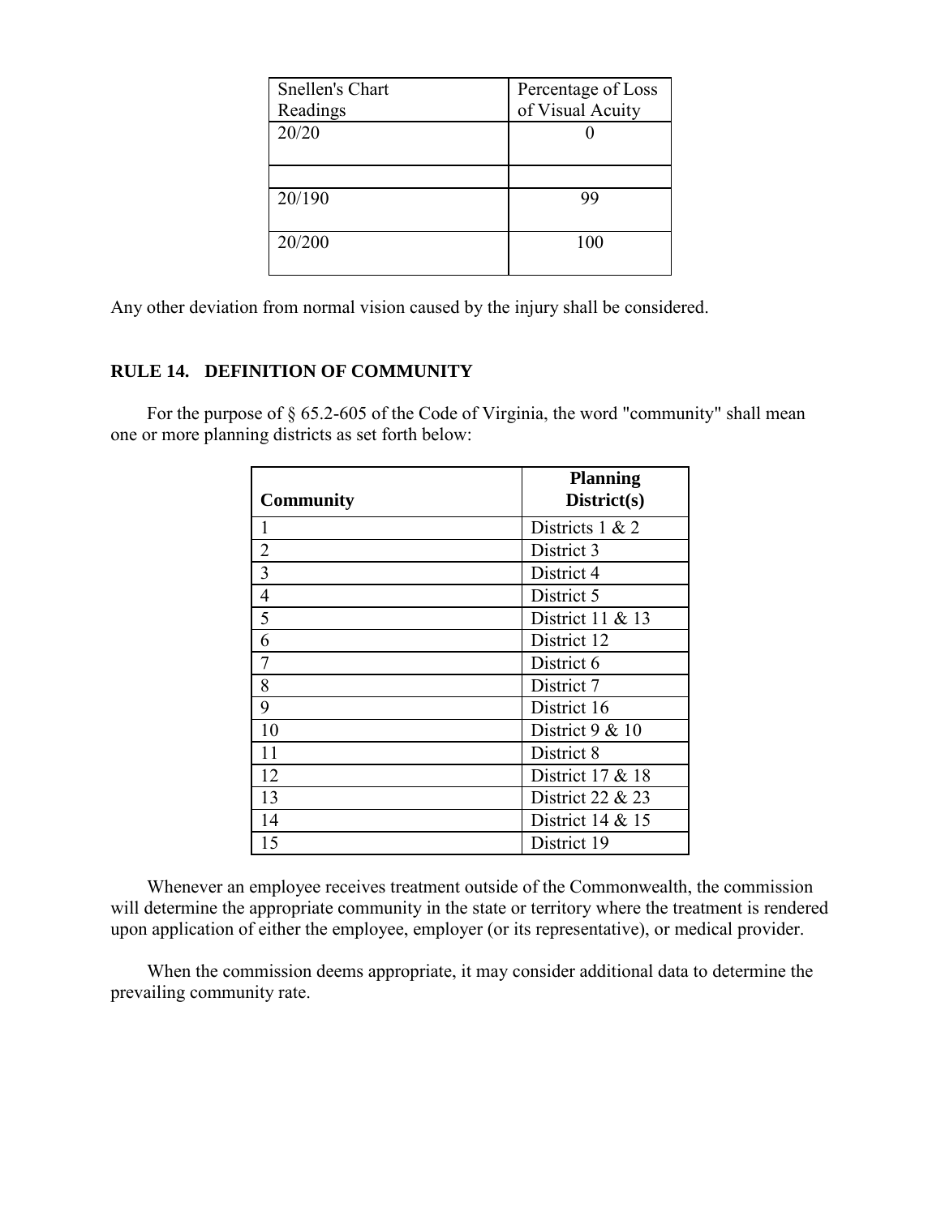| Snellen's Chart Readings | Percentage of Loss of Visual Acuity |
|---|---|
| 20/20 | 0 |
| | |
| 20/190 | 99 |
| 20/200 | 100 |

Any other deviation from normal vision caused by the injury shall be considered.

## RULE 14. DEFINITION OF COMMUNITY

For the purpose of § 65.2-605 of the Code of Virginia, the word "community" shall mean one or more planning districts as set forth below:

| **Community** | **Planning District(s)** |
|---|---|
| 1 | Districts 1 & 2 |
| 2 | District 3 |
| 3 | District 4 |
| 4 | District 5 |
| 5 | District 11 & 13 |
| 6 | District 12 |
| 7 | District 6 |
| 8 | District 7 |
| 9 | District 16 |
| 10 | District 9 & 10 |
| 11 | District 8 |
| 12 | District 17 & 18 |
| 13 | District 22 & 23 |
| 14 | District 14 & 15 |
| 15 | District 19 |

Whenever an employee receives treatment outside of the Commonwealth, the commission will determine the appropriate community in the state or territory where the treatment is rendered upon application of either the employee, employer (or its representative), or medical provider.

When the commission deems appropriate, it may consider additional data to determine the prevailing community rate.